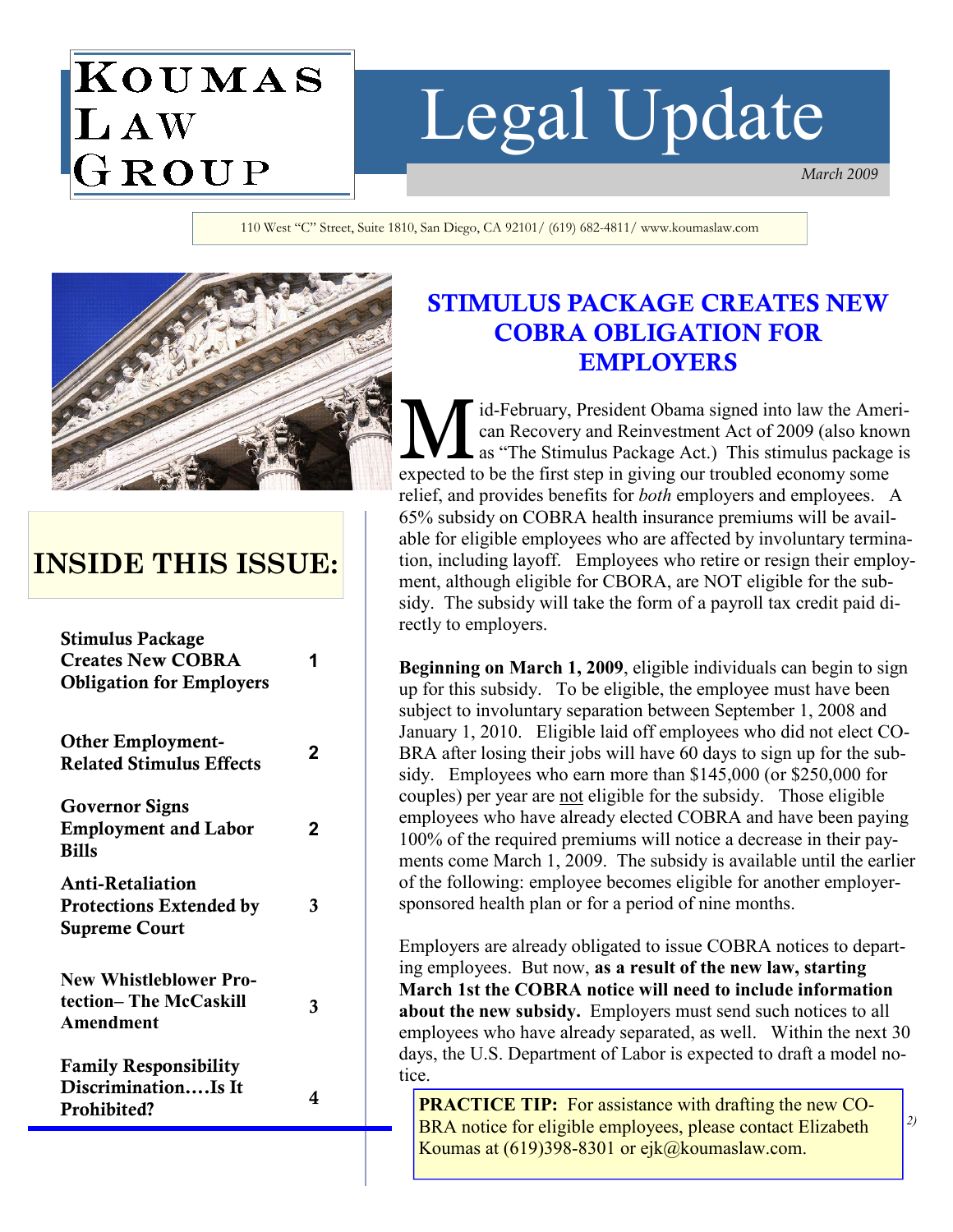# KOUMAS LAW GROUP

# Legal Update

*March 2009*

110 West "C" Street, Suite 1810, San Diego, CA 92101/ (619) 682-4811/ www.koumaslaw.com

## INSIDE THIS ISSUE:

| | |
|---|---|
| **Stimulus Package Creates New COBRA Obligation for Employers** | 1 |
| **Other Employment-Related Stimulus Effects** | 2 |
| **Governor Signs Employment and Labor Bills** | 2 |
| **Anti-Retaliation Protections Extended by Supreme Court** | 3 |
| **New Whistleblower Protection– The McCaskill Amendment** | 3 |
| **Family Responsibility Discrimination….Is It Prohibited?** | 4 |

## STIMULUS PACKAGE CREATES NEW COBRA OBLIGATION FOR EMPLOYERS

Mid-February, President Obama signed into law the American Recovery and Reinvestment Act of 2009 (also known as "The Stimulus Package Act.) This stimulus package is expected to be the first step in giving our troubled economy some relief, and provides benefits for *both* employers and employees. A 65% subsidy on COBRA health insurance premiums will be available for eligible employees who are affected by involuntary termination, including layoff. Employees who retire or resign their employment, although eligible for CBORA, are NOT eligible for the subsidy. The subsidy will take the form of a payroll tax credit paid directly to employers.

**Beginning on March 1, 2009**, eligible individuals can begin to sign up for this subsidy. To be eligible, the employee must have been subject to involuntary separation between September 1, 2008 and January 1, 2010. Eligible laid off employees who did not elect COBRA after losing their jobs will have 60 days to sign up for the subsidy. Employees who earn more than $145,000 (or $250,000 for couples) per year are not eligible for the subsidy. Those eligible employees who have already elected COBRA and have been paying 100% of the required premiums will notice a decrease in their payments come March 1, 2009. The subsidy is available until the earlier of the following: employee becomes eligible for another employer-sponsored health plan or for a period of nine months.

Employers are already obligated to issue COBRA notices to departing employees. But now, **as a result of the new law, starting March 1st the COBRA notice will need to include information about the new subsidy.** Employers must send such notices to all employees who have already separated, as well. Within the next 30 days, the U.S. Department of Labor is expected to draft a model notice.

**PRACTICE TIP:** For assistance with drafting the new COBRA notice for eligible employees, please contact Elizabeth Koumas at (619)398-8301 or ejk@koumaslaw.com.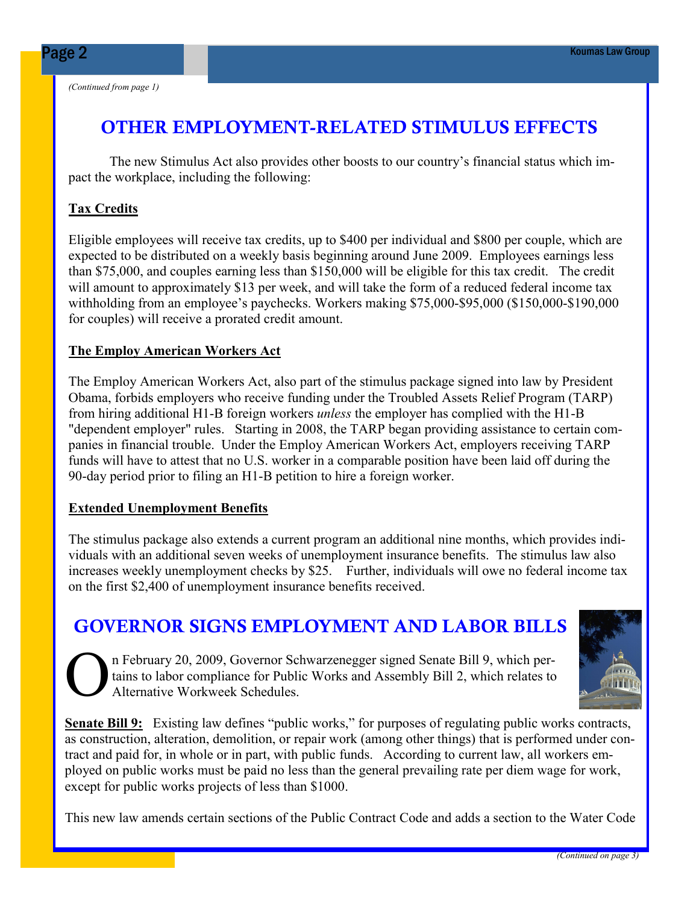*(Continued from page 1)*

## OTHER EMPLOYMENT-RELATED STIMULUS EFFECTS

The new Stimulus Act also provides other boosts to our country's financial status which impact the workplace, including the following:

### Tax Credits

Eligible employees will receive tax credits, up to $400 per individual and $800 per couple, which are expected to be distributed on a weekly basis beginning around June 2009. Employees earnings less than $75,000, and couples earning less than $150,000 will be eligible for this tax credit. The credit will amount to approximately $13 per week, and will take the form of a reduced federal income tax withholding from an employee's paychecks. Workers making $75,000-$95,000 ($150,000-$190,000 for couples) will receive a prorated credit amount.

### The Employ American Workers Act

The Employ American Workers Act, also part of the stimulus package signed into law by President Obama, forbids employers who receive funding under the Troubled Assets Relief Program (TARP) from hiring additional H1-B foreign workers *unless* the employer has complied with the H1-B "dependent employer" rules. Starting in 2008, the TARP began providing assistance to certain companies in financial trouble. Under the Employ American Workers Act, employers receiving TARP funds will have to attest that no U.S. worker in a comparable position have been laid off during the 90-day period prior to filing an H1-B petition to hire a foreign worker.

### Extended Unemployment Benefits

The stimulus package also extends a current program an additional nine months, which provides individuals with an additional seven weeks of unemployment insurance benefits. The stimulus law also increases weekly unemployment checks by $25. Further, individuals will owe no federal income tax on the first $2,400 of unemployment insurance benefits received.

## GOVERNOR SIGNS EMPLOYMENT AND LABOR BILLS

On February 20, 2009, Governor Schwarzenegger signed Senate Bill 9, which pertains to labor compliance for Public Works and Assembly Bill 2, which relates to Alternative Workweek Schedules.

**Senate Bill 9:** Existing law defines "public works," for purposes of regulating public works contracts, as construction, alteration, demolition, or repair work (among other things) that is performed under contract and paid for, in whole or in part, with public funds. According to current law, all workers employed on public works must be paid no less than the general prevailing rate per diem wage for work, except for public works projects of less than $1000.

This new law amends certain sections of the Public Contract Code and adds a section to the Water Code

*(Continued on page 3)*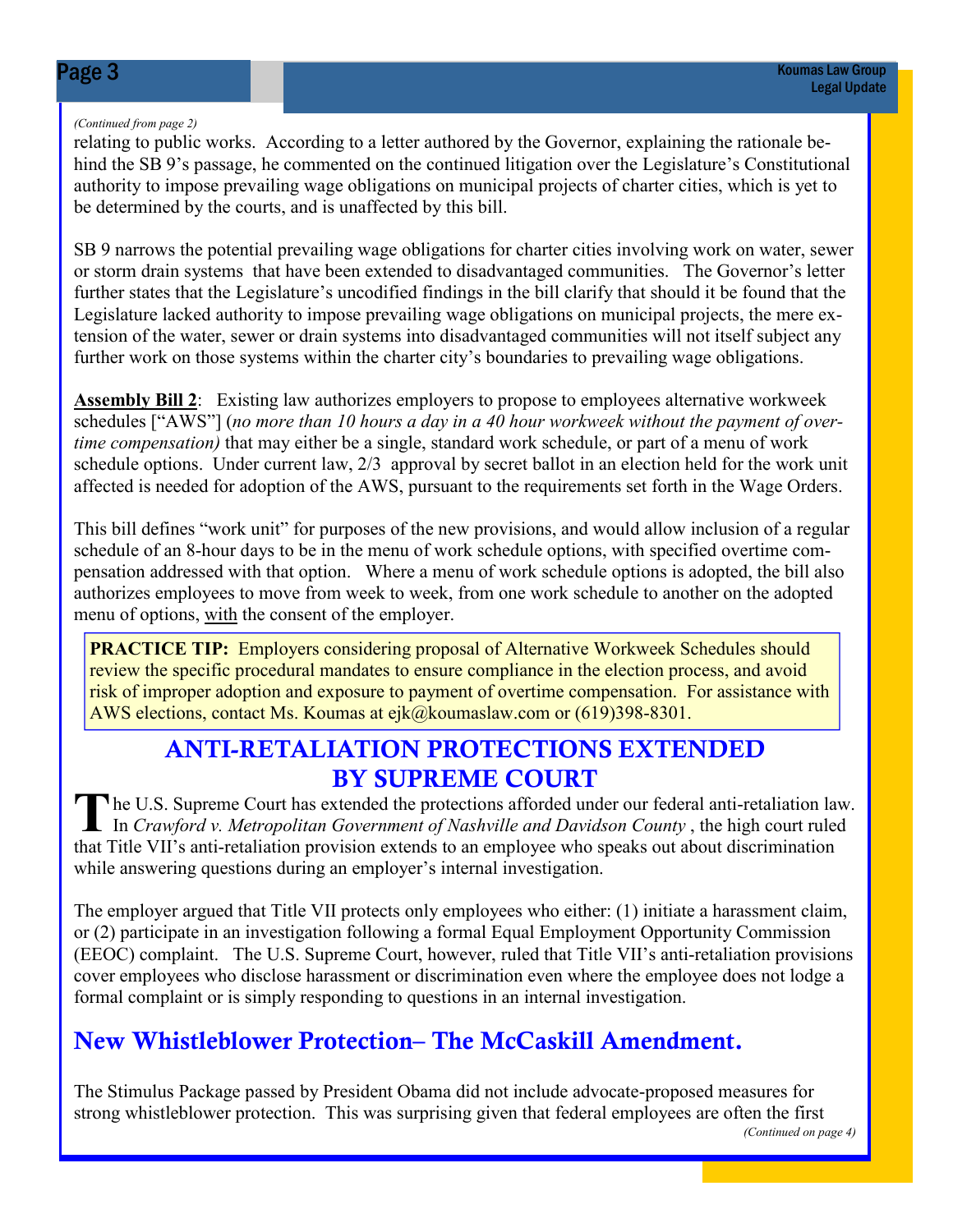*(Continued from page 2)*

relating to public works. According to a letter authored by the Governor, explaining the rationale behind the SB 9's passage, he commented on the continued litigation over the Legislature's Constitutional authority to impose prevailing wage obligations on municipal projects of charter cities, which is yet to be determined by the courts, and is unaffected by this bill.

SB 9 narrows the potential prevailing wage obligations for charter cities involving work on water, sewer or storm drain systems that have been extended to disadvantaged communities. The Governor's letter further states that the Legislature's uncodified findings in the bill clarify that should it be found that the Legislature lacked authority to impose prevailing wage obligations on municipal projects, the mere extension of the water, sewer or drain systems into disadvantaged communities will not itself subject any further work on those systems within the charter city's boundaries to prevailing wage obligations.

**Assembly Bill 2**: Existing law authorizes employers to propose to employees alternative workweek schedules ["AWS"] (*no more than 10 hours a day in a 40 hour workweek without the payment of overtime compensation)* that may either be a single, standard work schedule, or part of a menu of work schedule options. Under current law, 2/3 approval by secret ballot in an election held for the work unit affected is needed for adoption of the AWS, pursuant to the requirements set forth in the Wage Orders.

This bill defines "work unit" for purposes of the new provisions, and would allow inclusion of a regular schedule of an 8-hour days to be in the menu of work schedule options, with specified overtime compensation addressed with that option. Where a menu of work schedule options is adopted, the bill also authorizes employees to move from week to week, from one work schedule to another on the adopted menu of options, with the consent of the employer.

**PRACTICE TIP:** Employers considering proposal of Alternative Workweek Schedules should review the specific procedural mandates to ensure compliance in the election process, and avoid risk of improper adoption and exposure to payment of overtime compensation. For assistance with AWS elections, contact Ms. Koumas at ejk@koumaslaw.com or (619)398-8301.

## ANTI-RETALIATION PROTECTIONS EXTENDED BY SUPREME COURT

The U.S. Supreme Court has extended the protections afforded under our federal anti-retaliation law. In *Crawford v. Metropolitan Government of Nashville and Davidson County* , the high court ruled that Title VII's anti-retaliation provision extends to an employee who speaks out about discrimination while answering questions during an employer's internal investigation.

The employer argued that Title VII protects only employees who either: (1) initiate a harassment claim, or (2) participate in an investigation following a formal Equal Employment Opportunity Commission (EEOC) complaint. The U.S. Supreme Court, however, ruled that Title VII's anti-retaliation provisions cover employees who disclose harassment or discrimination even where the employee does not lodge a formal complaint or is simply responding to questions in an internal investigation.

## New Whistleblower Protection– The McCaskill Amendment.

The Stimulus Package passed by President Obama did not include advocate-proposed measures for strong whistleblower protection. This was surprising given that federal employees are often the first

*(Continued on page 4)*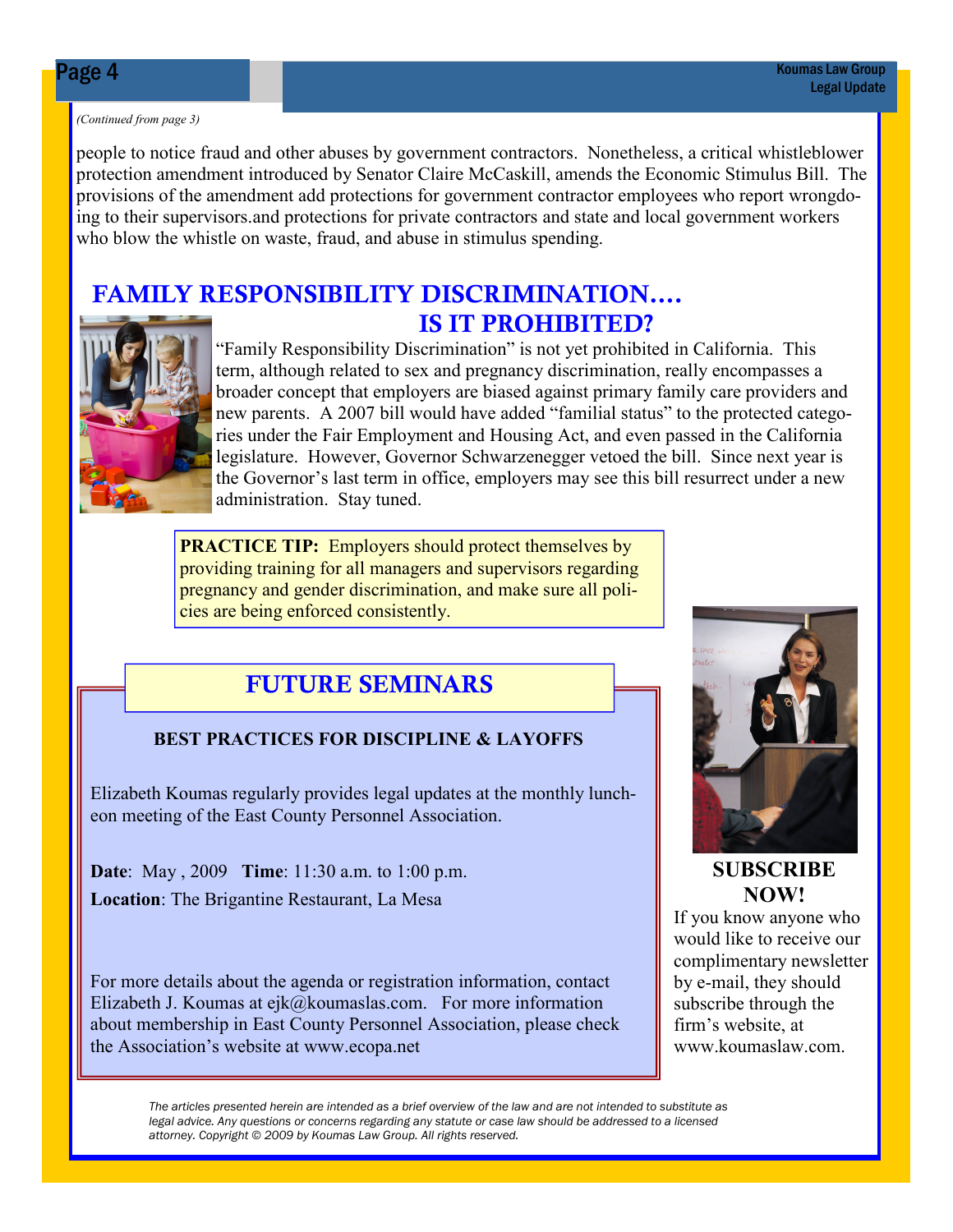*(Continued from page 3)*

people to notice fraud and other abuses by government contractors. Nonetheless, a critical whistleblower protection amendment introduced by Senator Claire McCaskill, amends the Economic Stimulus Bill. The provisions of the amendment add protections for government contractor employees who report wrongdoing to their supervisors.and protections for private contractors and state and local government workers who blow the whistle on waste, fraud, and abuse in stimulus spending.

## FAMILY RESPONSIBILITY DISCRIMINATION…. IS IT PROHIBITED?

"Family Responsibility Discrimination" is not yet prohibited in California. This term, although related to sex and pregnancy discrimination, really encompasses a broader concept that employers are biased against primary family care providers and new parents. A 2007 bill would have added "familial status" to the protected categories under the Fair Employment and Housing Act, and even passed in the California legislature. However, Governor Schwarzenegger vetoed the bill. Since next year is the Governor's last term in office, employers may see this bill resurrected under a new administration. Stay tuned.

**PRACTICE TIP:** Employers should protect themselves by providing training for all managers and supervisors regarding pregnancy and gender discrimination, and make sure all policies are being enforced consistently.

## FUTURE SEMINARS

**BEST PRACTICES FOR DISCIPLINE & LAYOFFS**

Elizabeth Koumas regularly provides legal updates at the monthly luncheon meeting of the East County Personnel Association.

**Date**: May , 2009 **Time**: 11:30 a.m. to 1:00 p.m.

**Location**: The Brigantine Restaurant, La Mesa

For more details about the agenda or registration information, contact Elizabeth J. Koumas at ejk@koumaslas.com. For more information about membership in East County Personnel Association, please check the Association's website at www.ecopa.net

**SUBSCRIBE NOW!**

If you know anyone who would like to receive our complimentary newsletter by e-mail, they should subscribe through the firm's website, at www.koumaslaw.com.

*The articles presented herein are intended as a brief overview of the law and are not intended to substitute as legal advice. Any questions or concerns regarding any statute or case law should be addressed to a licensed attorney. Copyright © 2009 by Koumas Law Group. All rights reserved.*